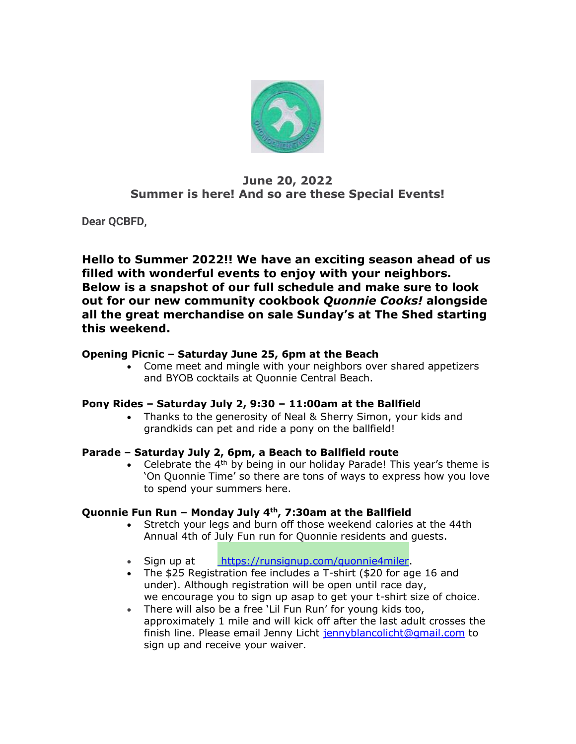**June 20, 2022**
**Summer is here! And so are these Special Events!**

**Dear QCBFD,**

**Hello to Summer 2022!! We have an exciting season ahead of us filled with wonderful events to enjoy with your neighbors. Below is a snapshot of our full schedule and make sure to look out for our new community cookbook *Quonnie Cooks!* alongside all the great merchandise on sale Sunday's at The Shed starting this weekend.**

**Opening Picnic – Saturday June 25, 6pm at the Beach**

- Come meet and mingle with your neighbors over shared appetizers and BYOB cocktails at Quonnie Central Beach.

**Pony Rides – Saturday July 2, 9:30 – 11:00am at the Ballfield**

- Thanks to the generosity of Neal & Sherry Simon, your kids and grandkids can pet and ride a pony on the ballfield!

**Parade – Saturday July 2, 6pm, a Beach to Ballfield route**

- Celebrate the 4th by being in our holiday Parade! This year's theme is 'On Quonnie Time' so there are tons of ways to express how you love to spend your summers here.

**Quonnie Fun Run – Monday July 4th, 7:30am at the Ballfield**

- Stretch your legs and burn off those weekend calories at the 44th Annual 4th of July Fun run for Quonnie residents and guests.
- Sign up at https://runsignup.com/quonnie4miler.
- The $25 Registration fee includes a T-shirt ($20 for age 16 and under). Although registration will be open until race day, we encourage you to sign up asap to get your t-shirt size of choice.
- There will also be a free 'Lil Fun Run' for young kids too, approximately 1 mile and will kick off after the last adult crosses the finish line. Please email Jenny Licht jennyblancolicht@gmail.com to sign up and receive your waiver.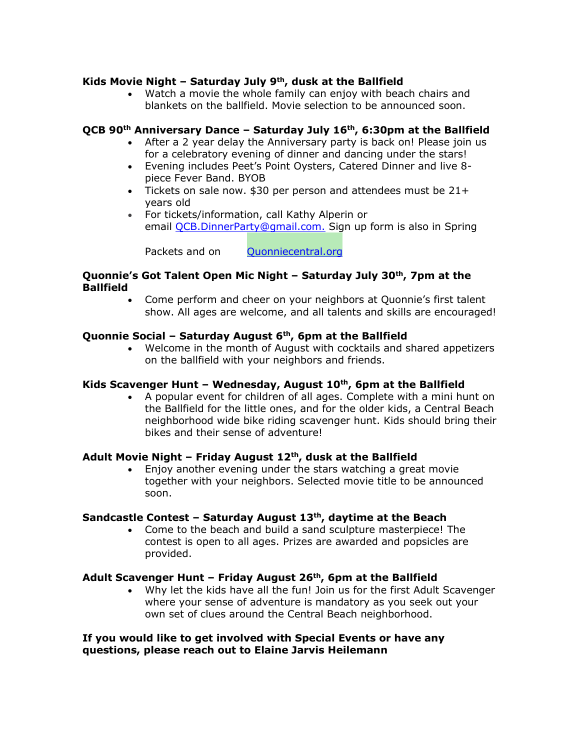**Kids Movie Night – Saturday July 9th, dusk at the Ballfield**

- Watch a movie the whole family can enjoy with beach chairs and blankets on the ballfield. Movie selection to be announced soon.

**QCB 90th Anniversary Dance – Saturday July 16th, 6:30pm at the Ballfield**

- After a 2 year delay the Anniversary party is back on! Please join us for a celebratory evening of dinner and dancing under the stars!
- Evening includes Peet's Point Oysters, Catered Dinner and live 8-piece Fever Band. BYOB
- Tickets on sale now. $30 per person and attendees must be 21+ years old
- For tickets/information, call Kathy Alperin or email [QCB.DinnerParty@gmail.com.](mailto:QCB.DinnerParty@gmail.com) Sign up form is also in Spring

  Packets and on [Quonniecentral.org](http://Quonniecentral.org)

**Quonnie's Got Talent Open Mic Night – Saturday July 30th, 7pm at the Ballfield**

- Come perform and cheer on your neighbors at Quonnie's first talent show. All ages are welcome, and all talents and skills are encouraged!

**Quonnie Social – Saturday August 6th, 6pm at the Ballfield**

- Welcome in the month of August with cocktails and shared appetizers on the ballfield with your neighbors and friends.

**Kids Scavenger Hunt – Wednesday, August 10th, 6pm at the Ballfield**

- A popular event for children of all ages. Complete with a mini hunt on the Ballfield for the little ones, and for the older kids, a Central Beach neighborhood wide bike riding scavenger hunt. Kids should bring their bikes and their sense of adventure!

**Adult Movie Night – Friday August 12th, dusk at the Ballfield**

- Enjoy another evening under the stars watching a great movie together with your neighbors. Selected movie title to be announced soon.

**Sandcastle Contest – Saturday August 13th, daytime at the Beach**

- Come to the beach and build a sand sculpture masterpiece! The contest is open to all ages. Prizes are awarded and popsicles are provided.

**Adult Scavenger Hunt – Friday August 26th, 6pm at the Ballfield**

- Why let the kids have all the fun! Join us for the first Adult Scavenger where your sense of adventure is mandatory as you seek out your own set of clues around the Central Beach neighborhood.

**If you would like to get involved with Special Events or have any questions, please reach out to Elaine Jarvis Heilemann**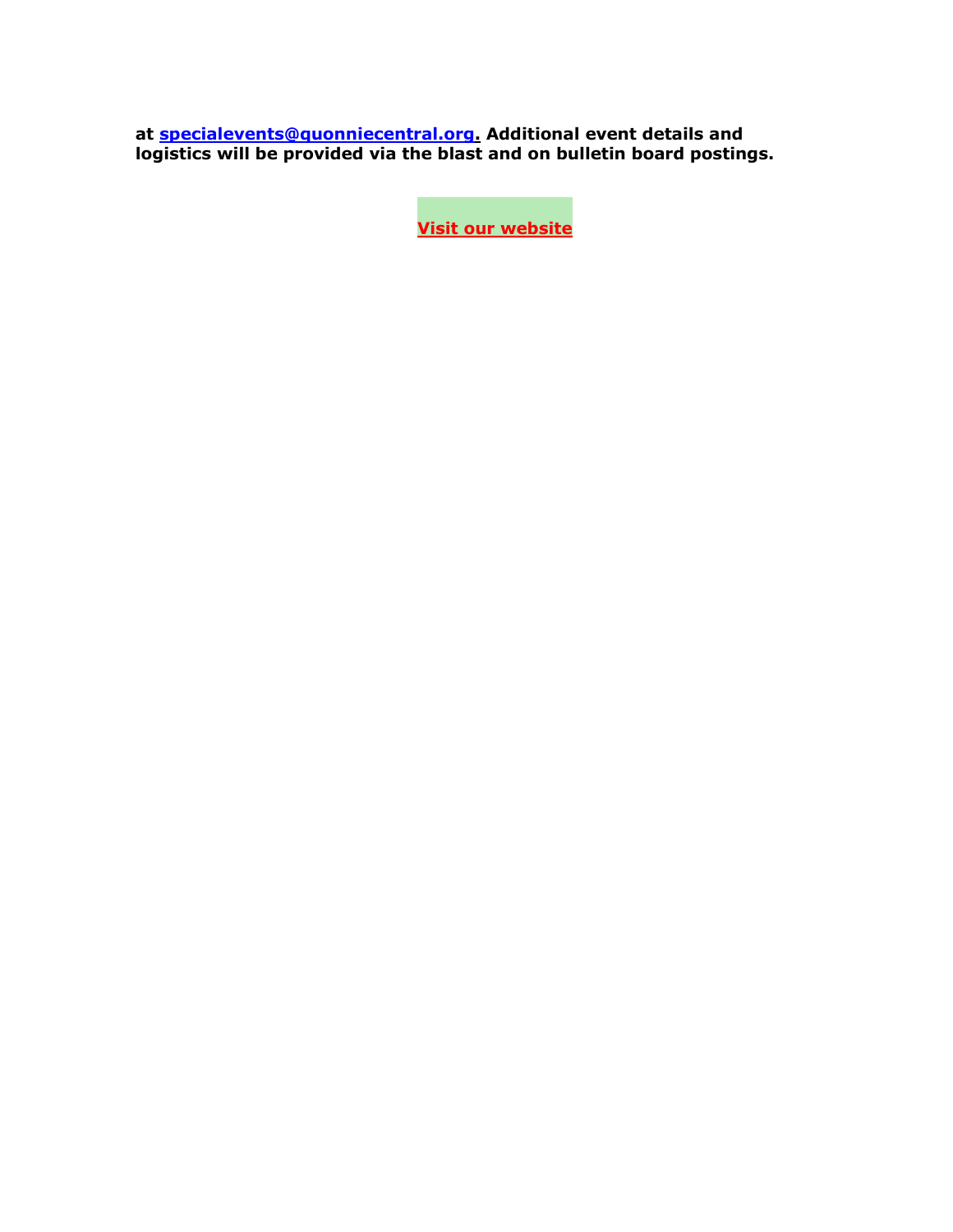**at [specialevents@quonniecentral.org](mailto:specialevents@quonniecentral.org). Additional event details and logistics will be provided via the blast and on bulletin board postings.**

**Visit our website**